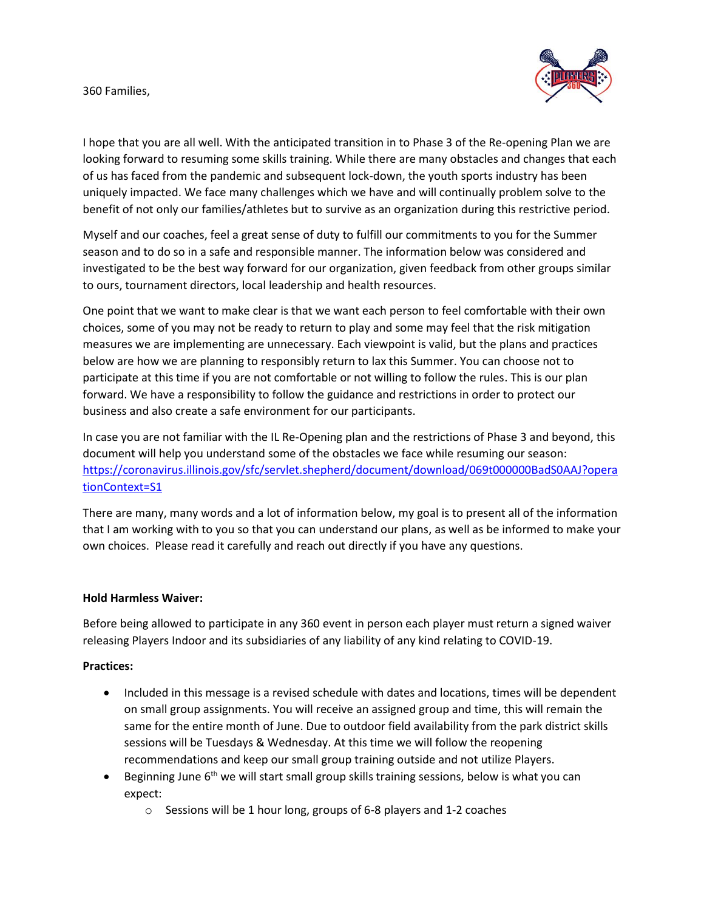360 Families,

I hope that you are all well. With the anticipated transition in to Phase 3 of the Re-opening Plan we are looking forward to resuming some skills training. While there are many obstacles and changes that each of us has faced from the pandemic and subsequent lock-down, the youth sports industry has been uniquely impacted. We face many challenges which we have and will continually problem solve to the benefit of not only our families/athletes but to survive as an organization during this restrictive period.

Myself and our coaches, feel a great sense of duty to fulfill our commitments to you for the Summer season and to do so in a safe and responsible manner. The information below was considered and investigated to be the best way forward for our organization, given feedback from other groups similar to ours, tournament directors, local leadership and health resources.

One point that we want to make clear is that we want each person to feel comfortable with their own choices, some of you may not be ready to return to play and some may feel that the risk mitigation measures we are implementing are unnecessary. Each viewpoint is valid, but the plans and practices below are how we are planning to responsibly return to lax this Summer. You can choose not to participate at this time if you are not comfortable or not willing to follow the rules. This is our plan forward. We have a responsibility to follow the guidance and restrictions in order to protect our business and also create a safe environment for our participants.

In case you are not familiar with the IL Re-Opening plan and the restrictions of Phase 3 and beyond, this document will help you understand some of the obstacles we face while resuming our season: https://coronavirus.illinois.gov/sfc/servlet.shepherd/document/download/069t000000BadS0AAJ?operationContext=S1

There are many, many words and a lot of information below, my goal is to present all of the information that I am working with to you so that you can understand our plans, as well as be informed to make your own choices. Please read it carefully and reach out directly if you have any questions.

**Hold Harmless Waiver:**

Before being allowed to participate in any 360 event in person each player must return a signed waiver releasing Players Indoor and its subsidiaries of any liability of any kind relating to COVID-19.

**Practices:**

- Included in this message is a revised schedule with dates and locations, times will be dependent on small group assignments. You will receive an assigned group and time, this will remain the same for the entire month of June. Due to outdoor field availability from the park district skills sessions will be Tuesdays & Wednesday. At this time we will follow the reopening recommendations and keep our small group training outside and not utilize Players.
- Beginning June 6th we will start small group skills training sessions, below is what you can expect:
  - Sessions will be 1 hour long, groups of 6-8 players and 1-2 coaches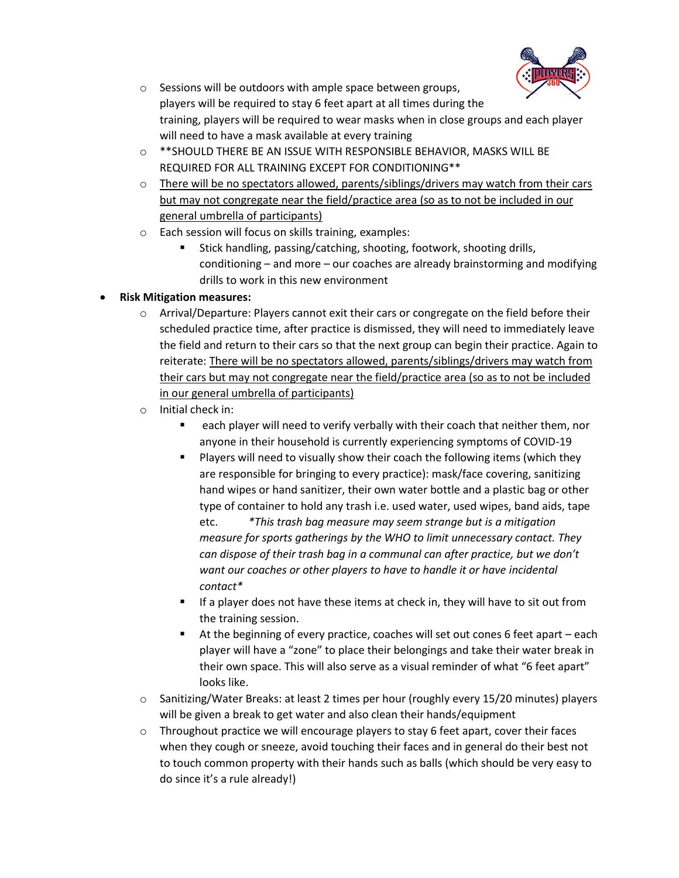- Sessions will be outdoors with ample space between groups, players will be required to stay 6 feet apart at all times during the training, players will be required to wear masks when in close groups and each player will need to have a mask available at every training
- **SHOULD THERE BE AN ISSUE WITH RESPONSIBLE BEHAVIOR, MASKS WILL BE REQUIRED FOR ALL TRAINING EXCEPT FOR CONDITIONING**
- <u>There will be no spectators allowed, parents/siblings/drivers may watch from their cars but may not congregate near the field/practice area (so as to not be included in our general umbrella of participants)</u>
- Each session will focus on skills training, examples:
  - Stick handling, passing/catching, shooting, footwork, shooting drills, conditioning – and more – our coaches are already brainstorming and modifying drills to work in this new environment

- **Risk Mitigation measures:**
  - Arrival/Departure: Players cannot exit their cars or congregate on the field before their scheduled practice time, after practice is dismissed, they will need to immediately leave the field and return to their cars so that the next group can begin their practice. Again to reiterate: <u>There will be no spectators allowed, parents/siblings/drivers may watch from their cars but may not congregate near the field/practice area (so as to not be included in our general umbrella of participants)</u>
  - Initial check in:
    - each player will need to verify verbally with their coach that neither them, nor anyone in their household is currently experiencing symptoms of COVID-19
    - Players will need to visually show their coach the following items (which they are responsible for bringing to every practice): mask/face covering, sanitizing hand wipes or hand sanitizer, their own water bottle and a plastic bag or other type of container to hold any trash i.e. used water, used wipes, band aids, tape etc. *\*This trash bag measure may seem strange but is a mitigation measure for sports gatherings by the WHO to limit unnecessary contact. They can dispose of their trash bag in a communal can after practice, but we don't want our coaches or other players to have to handle it or have incidental contact\**
    - If a player does not have these items at check in, they will have to sit out from the training session.
    - At the beginning of every practice, coaches will set out cones 6 feet apart – each player will have a "zone" to place their belongings and take their water break in their own space. This will also serve as a visual reminder of what "6 feet apart" looks like.
  - Sanitizing/Water Breaks: at least 2 times per hour (roughly every 15/20 minutes) players will be given a break to get water and also clean their hands/equipment
  - Throughout practice we will encourage players to stay 6 feet apart, cover their faces when they cough or sneeze, avoid touching their faces and in general do their best not to touch common property with their hands such as balls (which should be very easy to do since it's a rule already!)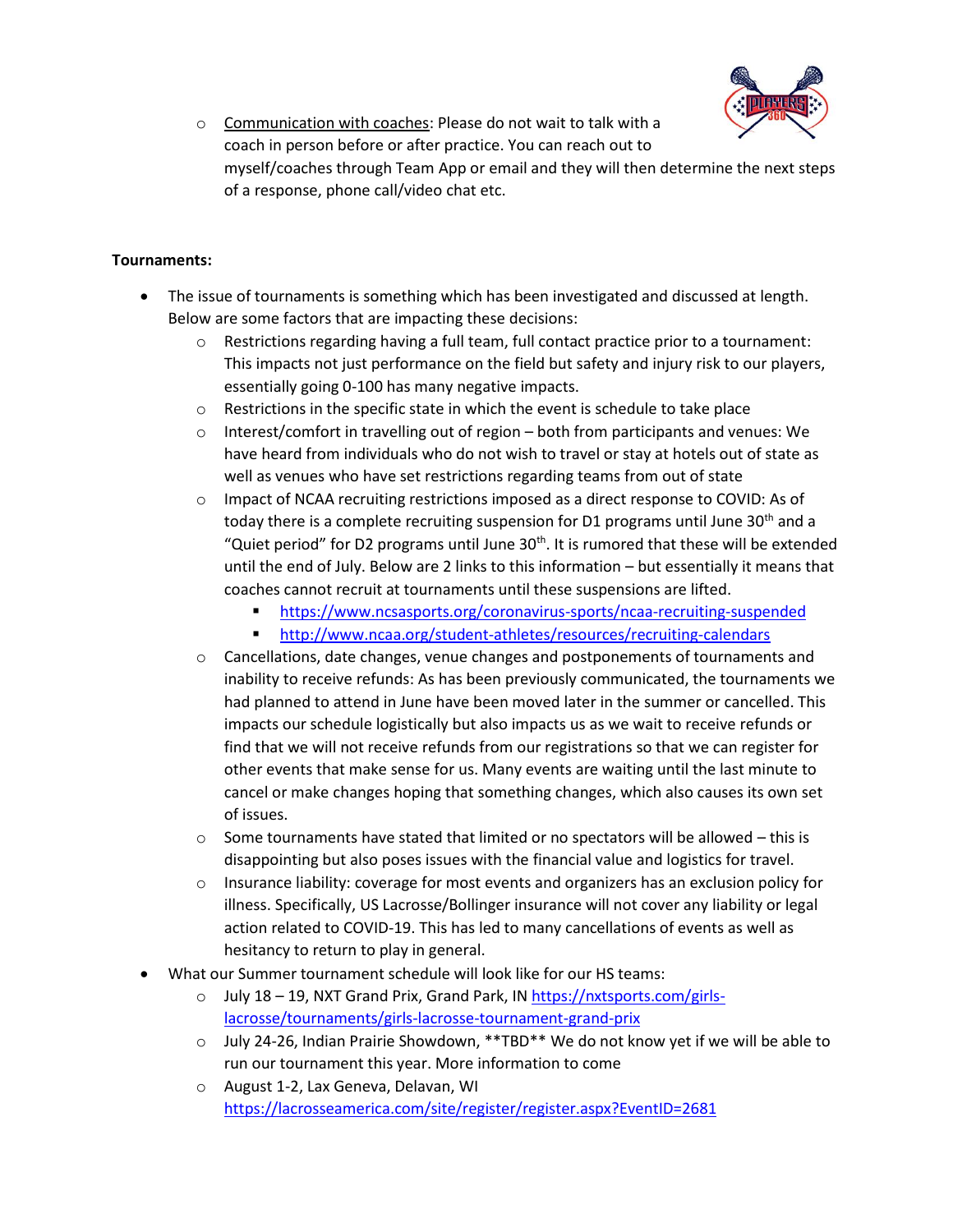- Communication with coaches: Please do not wait to talk with a coach in person before or after practice. You can reach out to myself/coaches through Team App or email and they will then determine the next steps of a response, phone call/video chat etc.

**Tournaments:**

- The issue of tournaments is something which has been investigated and discussed at length. Below are some factors that are impacting these decisions:
    - Restrictions regarding having a full team, full contact practice prior to a tournament: This impacts not just performance on the field but safety and injury risk to our players, essentially going 0-100 has many negative impacts.
    - Restrictions in the specific state in which the event is schedule to take place
    - Interest/comfort in travelling out of region – both from participants and venues: We have heard from individuals who do not wish to travel or stay at hotels out of state as well as venues who have set restrictions regarding teams from out of state
    - Impact of NCAA recruiting restrictions imposed as a direct response to COVID: As of today there is a complete recruiting suspension for D1 programs until June 30th and a "Quiet period" for D2 programs until June 30th. It is rumored that these will be extended until the end of July. Below are 2 links to this information – but essentially it means that coaches cannot recruit at tournaments until these suspensions are lifted.
        - https://www.ncsasports.org/coronavirus-sports/ncaa-recruiting-suspended
        - http://www.ncaa.org/student-athletes/resources/recruiting-calendars
    - Cancellations, date changes, venue changes and postponements of tournaments and inability to receive refunds: As has been previously communicated, the tournaments we had planned to attend in June have been moved later in the summer or cancelled. This impacts our schedule logistically but also impacts us as we wait to receive refunds or find that we will not receive refunds from our registrations so that we can register for other events that make sense for us. Many events are waiting until the last minute to cancel or make changes hoping that something changes, which also causes its own set of issues.
    - Some tournaments have stated that limited or no spectators will be allowed – this is disappointing but also poses issues with the financial value and logistics for travel.
    - Insurance liability: coverage for most events and organizers has an exclusion policy for illness. Specifically, US Lacrosse/Bollinger insurance will not cover any liability or legal action related to COVID-19. This has led to many cancellations of events as well as hesitancy to return to play in general.
- What our Summer tournament schedule will look like for our HS teams:
    - July 18 – 19, NXT Grand Prix, Grand Park, IN https://nxtsports.com/girls-lacrosse/tournaments/girls-lacrosse-tournament-grand-prix
    - July 24-26, Indian Prairie Showdown, **TBD** We do not know yet if we will be able to run our tournament this year. More information to come
    - August 1-2, Lax Geneva, Delavan, WI https://lacrosseamerica.com/site/register/register.aspx?EventID=2681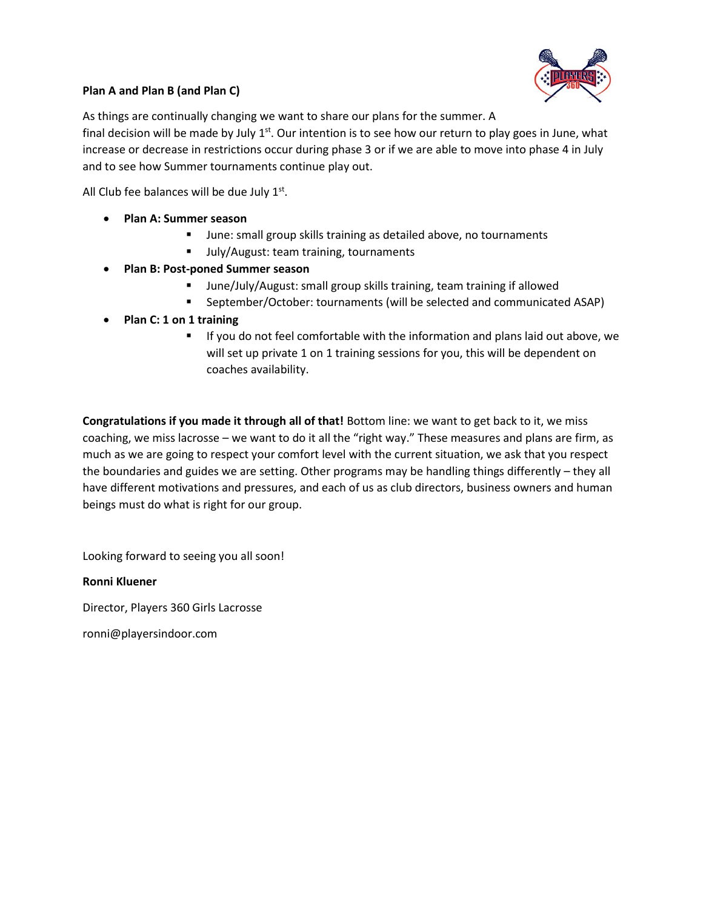**Plan A and Plan B (and Plan C)**

As things are continually changing we want to share our plans for the summer. A final decision will be made by July 1st. Our intention is to see how our return to play goes in June, what increase or decrease in restrictions occur during phase 3 or if we are able to move into phase 4 in July and to see how Summer tournaments continue play out.

All Club fee balances will be due July 1st.

- **Plan A: Summer season**
  - June: small group skills training as detailed above, no tournaments
  - July/August: team training, tournaments
- **Plan B: Post-poned Summer season**
  - June/July/August: small group skills training, team training if allowed
  - September/October: tournaments (will be selected and communicated ASAP)
- **Plan C: 1 on 1 training**
  - If you do not feel comfortable with the information and plans laid out above, we will set up private 1 on 1 training sessions for you, this will be dependent on coaches availability.

**Congratulations if you made it through all of that!** Bottom line: we want to get back to it, we miss coaching, we miss lacrosse – we want to do it all the "right way." These measures and plans are firm, as much as we are going to respect your comfort level with the current situation, we ask that you respect the boundaries and guides we are setting. Other programs may be handling things differently – they all have different motivations and pressures, and each of us as club directors, business owners and human beings must do what is right for our group.

Looking forward to seeing you all soon!

**Ronni Kluener**

Director, Players 360 Girls Lacrosse

ronni@playersindoor.com